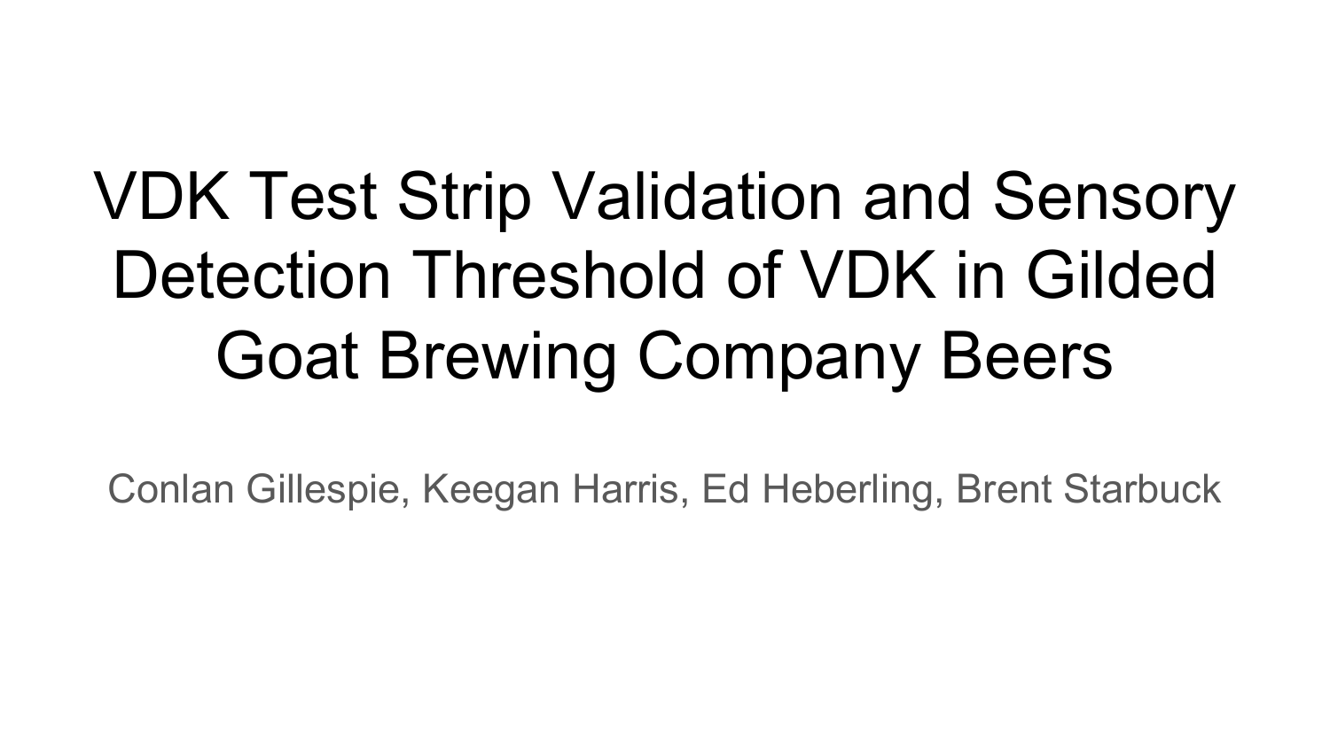# VDK Test Strip Validation and Sensory Detection Threshold of VDK in Gilded Goat Brewing Company Beers

Conlan Gillespie, Keegan Harris, Ed Heberling, Brent Starbuck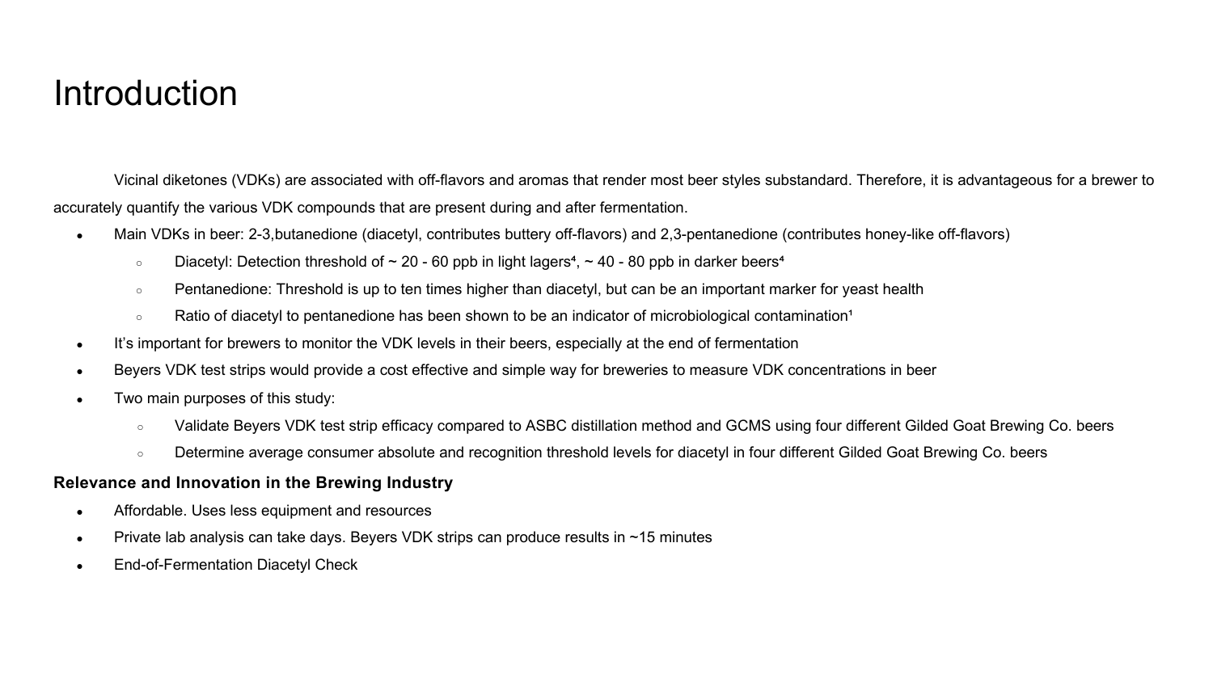# Introduction

Vicinal diketones (VDKs) are associated with off-flavors and aromas that render most beer styles substandard. Therefore, it is advantageous for a brewer to accurately quantify the various VDK compounds that are present during and after fermentation.

- Main VDKs in beer: 2-3,butanedione (diacetyl, contributes buttery off-flavors) and 2,3-pentanedione (contributes honey-like off-flavors)
  - Diacetyl: Detection threshold of ~ 20 - 60 ppb in light lagers[4], ~ 40 - 80 ppb in darker beers[4]
  - Pentanedione: Threshold is up to ten times higher than diacetyl, but can be an important marker for yeast health
  - Ratio of diacetyl to pentanedione has been shown to be an indicator of microbiological contamination[1]
- It's important for brewers to monitor the VDK levels in their beers, especially at the end of fermentation
- Beyers VDK test strips would provide a cost effective and simple way for breweries to measure VDK concentrations in beer
- Two main purposes of this study:
  - Validate Beyers VDK test strip efficacy compared to ASBC distillation method and GCMS using four different Gilded Goat Brewing Co. beers
  - Determine average consumer absolute and recognition threshold levels for diacetyl in four different Gilded Goat Brewing Co. beers

**Relevance and Innovation in the Brewing Industry**

- Affordable. Uses less equipment and resources
- Private lab analysis can take days. Beyers VDK strips can produce results in ~15 minutes
- End-of-Fermentation Diacetyl Check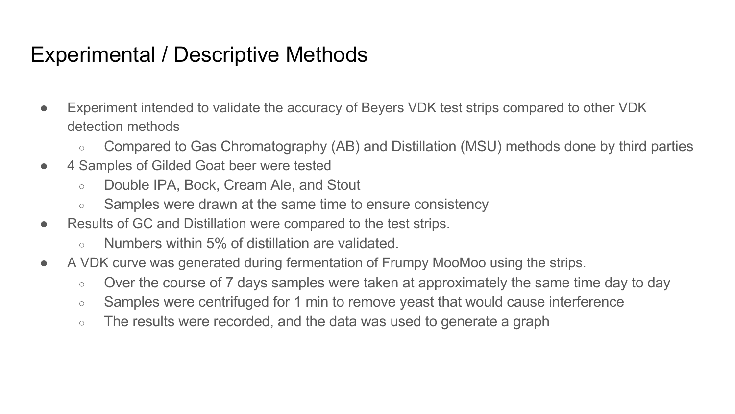# Experimental / Descriptive Methods

- Experiment intended to validate the accuracy of Beyers VDK test strips compared to other VDK detection methods
  - Compared to Gas Chromatography (AB) and Distillation (MSU) methods done by third parties
- 4 Samples of Gilded Goat beer were tested
  - Double IPA, Bock, Cream Ale, and Stout
  - Samples were drawn at the same time to ensure consistency
- Results of GC and Distillation were compared to the test strips.
  - Numbers within 5% of distillation are validated.
- A VDK curve was generated during fermentation of Frumpy MooMoo using the strips.
  - Over the course of 7 days samples were taken at approximately the same time day to day
  - Samples were centrifuged for 1 min to remove yeast that would cause interference
  - The results were recorded, and the data was used to generate a graph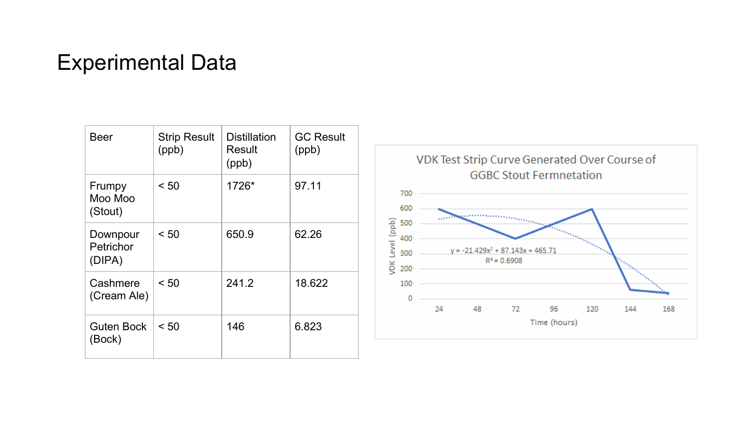# Experimental Data

| Beer | Strip Result (ppb) | Distillation Result (ppb) | GC Result (ppb) |
|---|---|---|---|
| Frumpy Moo Moo (Stout) | < 50 | 1726* | 97.11 |
| Downpour Petrichor (DIPA) | < 50 | 650.9 | 62.26 |
| Cashmere (Cream Ale) | < 50 | 241.2 | 18.622 |
| Guten Bock (Bock) | < 50 | 146 | 6.823 |

VDK Test Strip Curve Generated Over Course of GGBC Stout Fermnetation

$y = -21.429x^2 + 87.143x + 465.71$

$R^2 = 0.6908$

VDK Level (ppb)

Time (hours)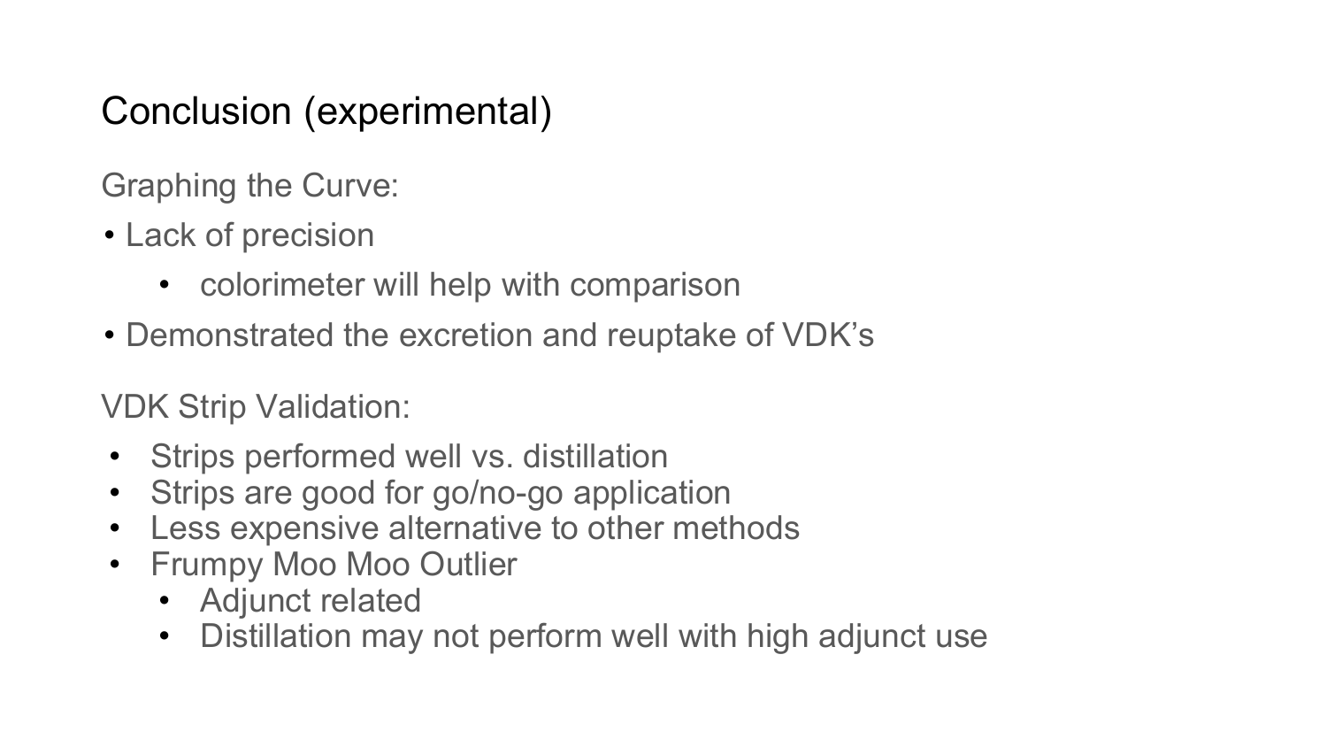# Conclusion (experimental)

Graphing the Curve:

- Lack of precision
  - colorimeter will help with comparison
- Demonstrated the excretion and reuptake of VDK's

VDK Strip Validation:

- Strips performed well vs. distillation
- Strips are good for go/no-go application
- Less expensive alternative to other methods
- Frumpy Moo Moo Outlier
  - Adjunct related
  - Distillation may not perform well with high adjunct use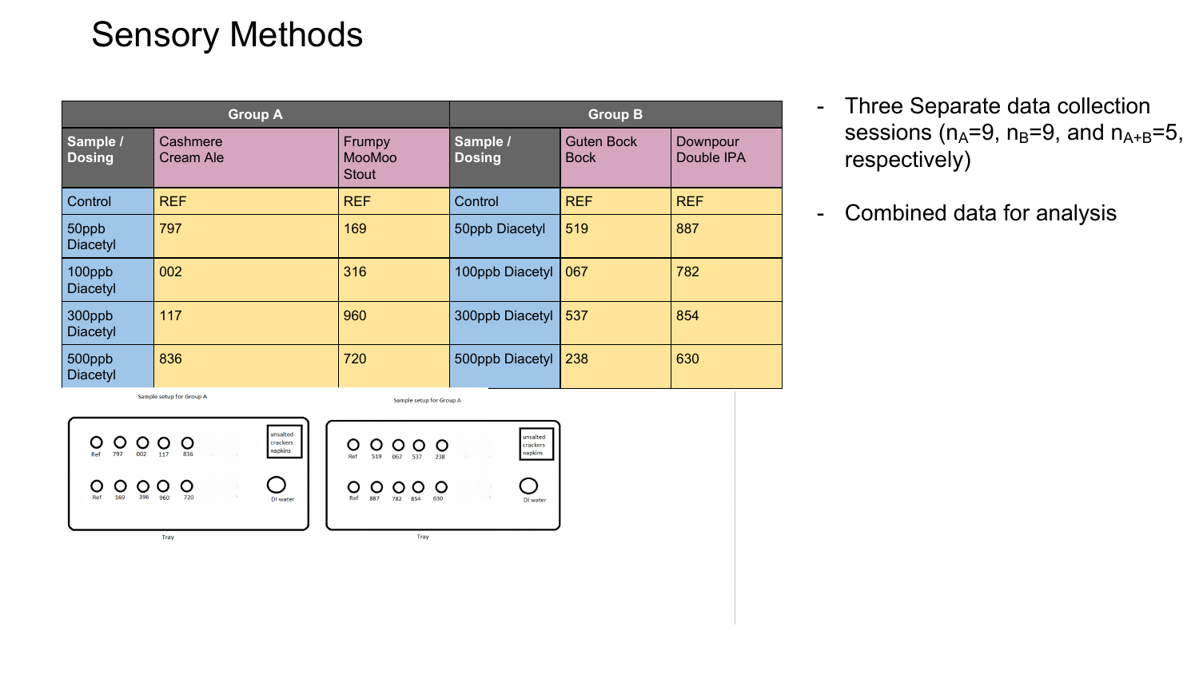# Sensory Methods

| Group A | | | Group B | | |
|---|---|---|---|---|---|
| Sample / Dosing | Cashmere Cream Ale | Frumpy MooMoo Stout | Sample / Dosing | Guten Bock Bock | Downpour Double IPA |
| Control | REF | REF | Control | REF | REF |
| 50ppb Diacetyl | 797 | 169 | 50ppb Diacetyl | 519 | 887 |
| 100ppb Diacetyl | 002 | 316 | 100ppb Diacetyl | 067 | 782 |
| 300ppb Diacetyl | 117 | 960 | 300ppb Diacetyl | 537 | 854 |
| 500ppb Diacetyl | 836 | 720 | 500ppb Diacetyl | 238 | 630 |

Sample setup for Group A

Ref 797 002 117 836

Ref 169 396 960 720

unsalted crackers napkins

DI water

Tray

Sample setup for Group A

Ref 519 067 537 238

Ref 887 782 854 630

unsalted crackers napkins

DI water

Tray

- Three Separate data collection sessions ($n_A$=9, $n_B$=9, and $n_{A+B}$=5, respectively)
- Combined data for analysis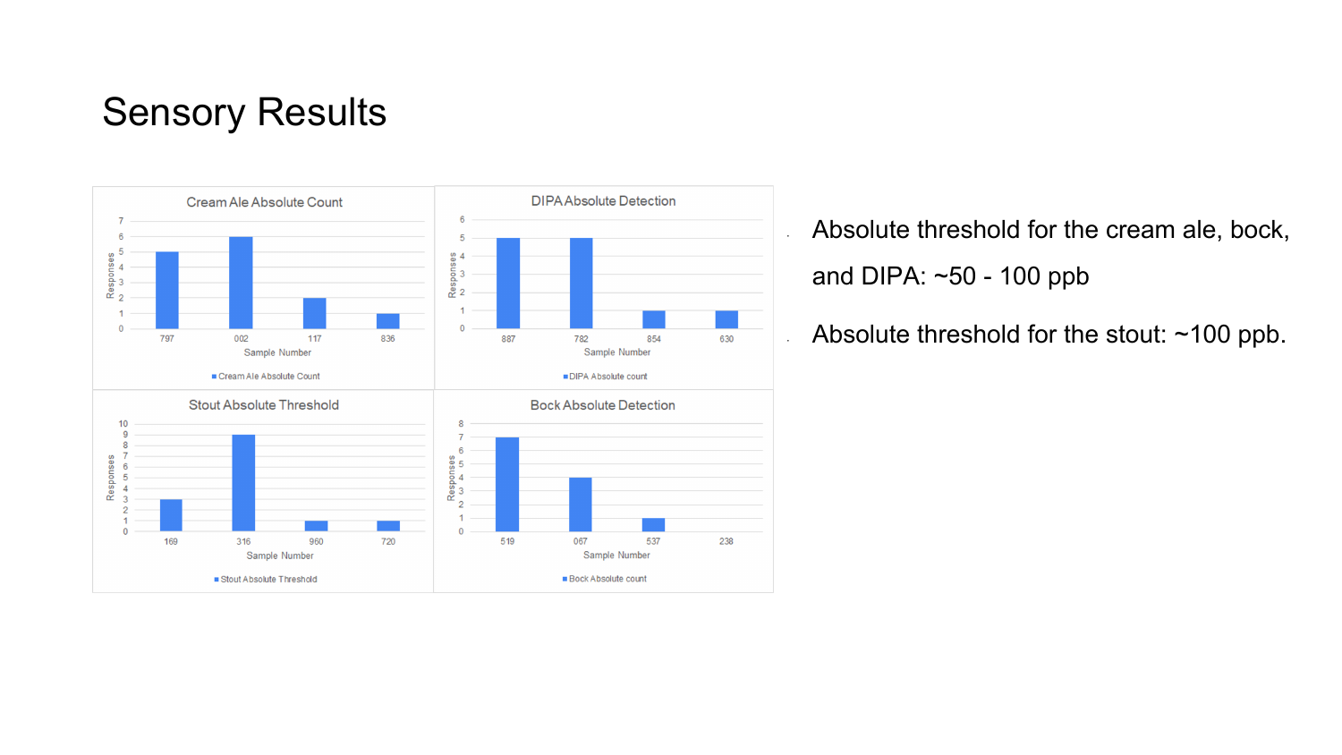# Sensory Results

**Cream Ale Absolute Count**

| Sample Number | Responses |
|---|---|
| 797 | 5 |
| 002 | 6 |
| 117 | 2 |
| 836 | 1 |

**DIPA Absolute Detection**

| Sample Number | Responses |
|---|---|
| 887 | 5 |
| 782 | 5 |
| 854 | 1 |
| 630 | 1 |

**Stout Absolute Threshold**

| Sample Number | Responses |
|---|---|
| 169 | 3 |
| 316 | 9 |
| 960 | 1 |
| 720 | 1 |

**Bock Absolute Detection**

| Sample Number | Responses |
|---|---|
| 519 | 7 |
| 067 | 4 |
| 537 | 1 |
| 238 | 0 |

- Absolute threshold for the cream ale, bock, and DIPA: ~50 - 100 ppb
- Absolute threshold for the stout: ~100 ppb.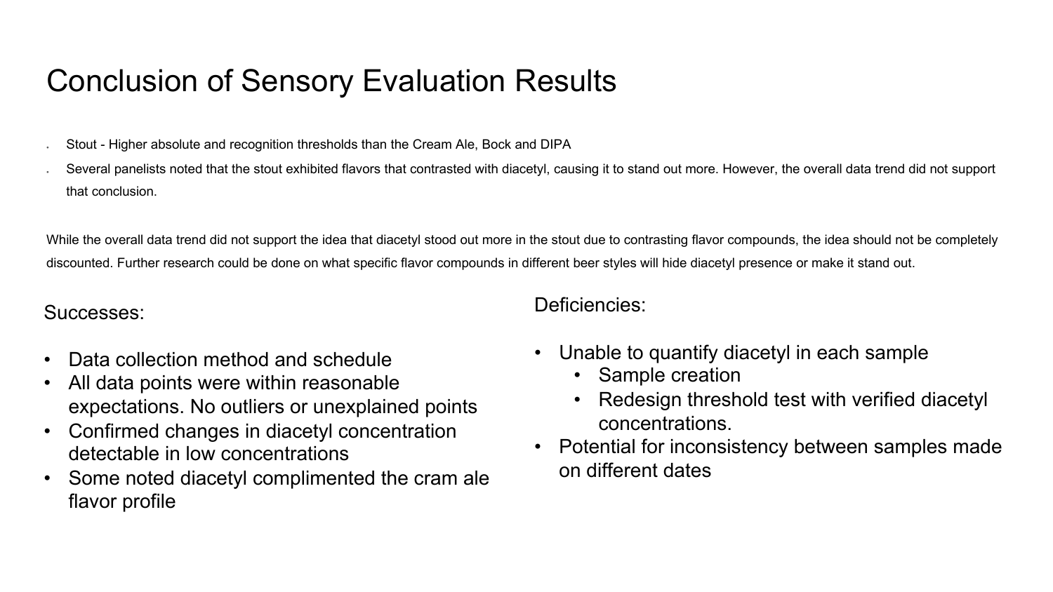# Conclusion of Sensory Evaluation Results

- Stout - Higher absolute and recognition thresholds than the Cream Ale, Bock and DIPA
- Several panelists noted that the stout exhibited flavors that contrasted with diacetyl, causing it to stand out more. However, the overall data trend did not support that conclusion.

While the overall data trend did not support the idea that diacetyl stood out more in the stout due to contrasting flavor compounds, the idea should not be completely discounted. Further research could be done on what specific flavor compounds in different beer styles will hide diacetyl presence or make it stand out.

Successes:

- Data collection method and schedule
- All data points were within reasonable expectations. No outliers or unexplained points
- Confirmed changes in diacetyl concentration detectable in low concentrations
- Some noted diacetyl complimented the cram ale flavor profile

Deficiencies:

- Unable to quantify diacetyl in each sample
  - Sample creation
  - Redesign threshold test with verified diacetyl concentrations.
- Potential for inconsistency between samples made on different dates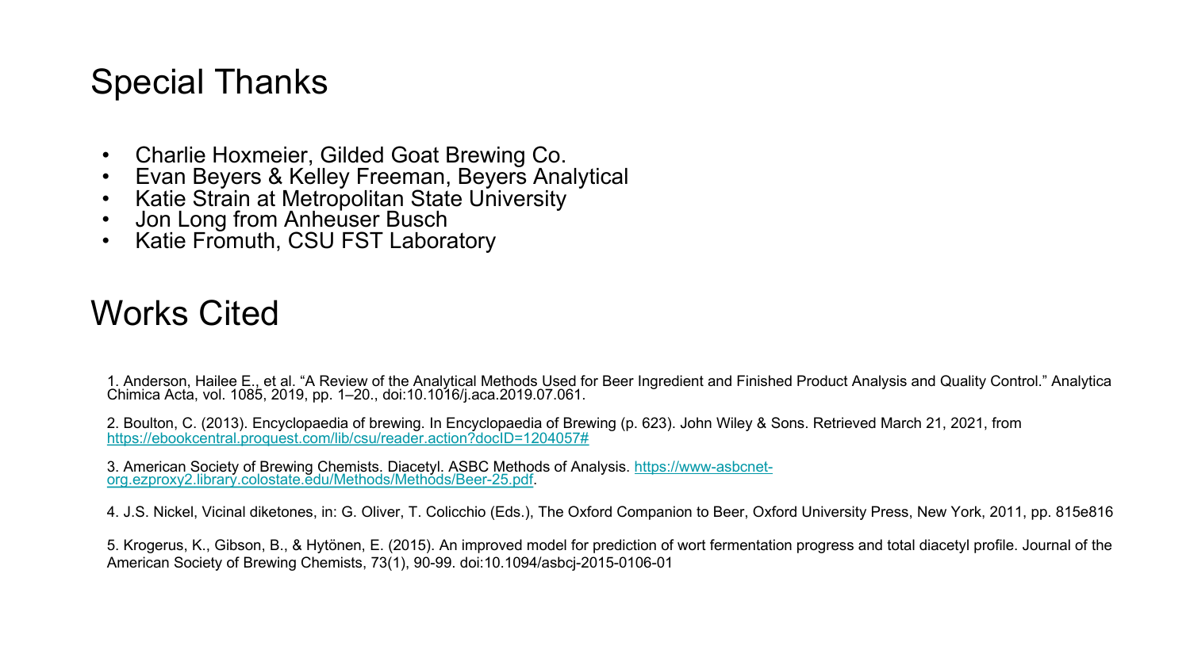# Special Thanks

- Charlie Hoxmeier, Gilded Goat Brewing Co.
- Evan Beyers & Kelley Freeman, Beyers Analytical
- Katie Strain at Metropolitan State University
- Jon Long from Anheuser Busch
- Katie Fromuth, CSU FST Laboratory

# Works Cited

1. Anderson, Hailee E., et al. "A Review of the Analytical Methods Used for Beer Ingredient and Finished Product Analysis and Quality Control." Analytica Chimica Acta, vol. 1085, 2019, pp. 1–20., doi:10.1016/j.aca.2019.07.061.

2. Boulton, C. (2013). Encyclopaedia of brewing. In Encyclopaedia of Brewing (p. 623). John Wiley & Sons. Retrieved March 21, 2021, from https://ebookcentral.proquest.com/lib/csu/reader.action?docID=1204057#

3. American Society of Brewing Chemists. Diacetyl. ASBC Methods of Analysis. https://www-asbcnet-org.ezproxy2.library.colostate.edu/Methods/Methods/Beer-25.pdf.

4. J.S. Nickel, Vicinal diketones, in: G. Oliver, T. Colicchio (Eds.), The Oxford Companion to Beer, Oxford University Press, New York, 2011, pp. 815e816

5. Krogerus, K., Gibson, B., & Hytönen, E. (2015). An improved model for prediction of wort fermentation progress and total diacetyl profile. Journal of the American Society of Brewing Chemists, 73(1), 90-99. doi:10.1094/asbcj-2015-0106-01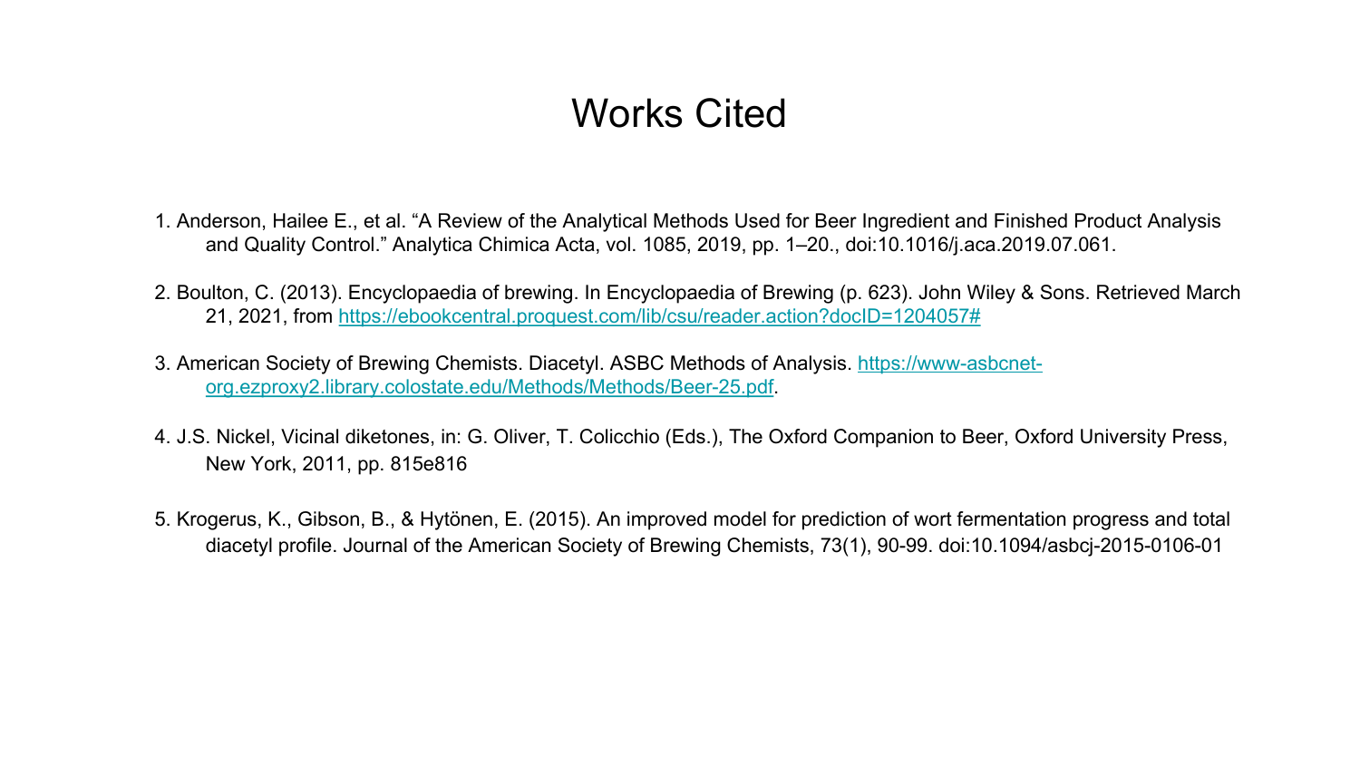# Works Cited

1. Anderson, Hailee E., et al. “A Review of the Analytical Methods Used for Beer Ingredient and Finished Product Analysis and Quality Control.” Analytica Chimica Acta, vol. 1085, 2019, pp. 1–20., doi:10.1016/j.aca.2019.07.061.

2. Boulton, C. (2013). Encyclopaedia of brewing. In Encyclopaedia of Brewing (p. 623). John Wiley & Sons. Retrieved March 21, 2021, from [https://ebookcentral.proquest.com/lib/csu/reader.action?docID=1204057#](https://ebookcentral.proquest.com/lib/csu/reader.action?docID=1204057#)

3. American Society of Brewing Chemists. Diacetyl. ASBC Methods of Analysis. [https://www-asbcnet-org.ezproxy2.library.colostate.edu/Methods/Methods/Beer-25.pdf](https://www-asbcnet-org.ezproxy2.library.colostate.edu/Methods/Methods/Beer-25.pdf).

4. J.S. Nickel, Vicinal diketones, in: G. Oliver, T. Colicchio (Eds.), The Oxford Companion to Beer, Oxford University Press, New York, 2011, pp. 815e816

5. Krogerus, K., Gibson, B., & Hytönen, E. (2015). An improved model for prediction of wort fermentation progress and total diacetyl profile. Journal of the American Society of Brewing Chemists, 73(1), 90-99. doi:10.1094/asbcj-2015-0106-01